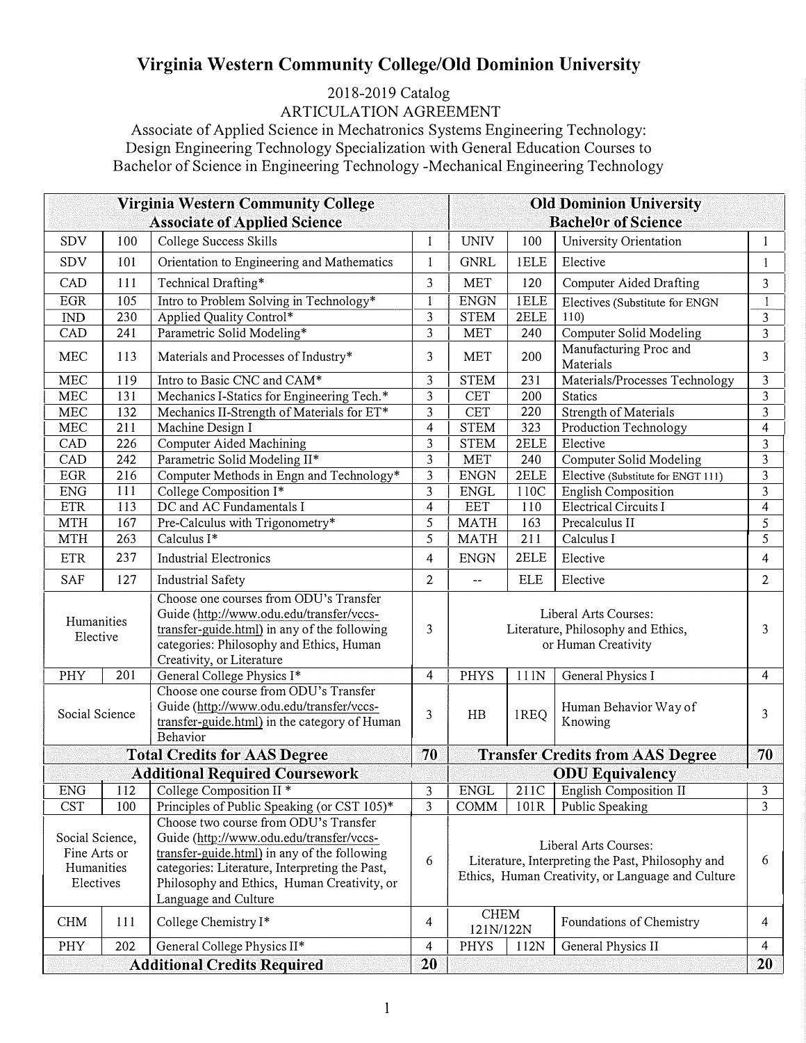# Virginia Western Community College/Old Dominion University

2018-2019 Catalog
ARTICULATION AGREEMENT
Associate of Applied Science in Mechatronics Systems Engineering Technology:
Design Engineering Technology Specialization with General Education Courses to
Bachelor of Science in Engineering Technology -Mechanical Engineering Technology

| Virginia Western Community College Associate of Applied Science | | | | Old Dominion University Bachelor of Science | | | |
|---|---|---|---|---|---|---|---|
| SDV | 100 | College Success Skills | 1 | UNIV | 100 | University Orientation | 1 |
| SDV | 101 | Orientation to Engineering and Mathematics | 1 | GNRL | 1ELE | Elective | 1 |
| CAD | 111 | Technical Drafting* | 3 | MET | 120 | Computer Aided Drafting | 3 |
| EGR | 105 | Intro to Problem Solving in Technology* | 1 | ENGN | 1ELE | Electives (Substitute for ENGN 110) | 1 |
| IND | 230 | Applied Quality Control* | 3 | STEM | 2ELE | | 3 |
| CAD | 241 | Parametric Solid Modeling* | 3 | MET | 240 | Computer Solid Modeling | 3 |
| MEC | 113 | Materials and Processes of Industry* | 3 | MET | 200 | Manufacturing Proc and Materials | 3 |
| MEC | 119 | Intro to Basic CNC and CAM* | 3 | STEM | 231 | Materials/Processes Technology | 3 |
| MEC | 131 | Mechanics I-Statics for Engineering Tech.* | 3 | CET | 200 | Statics | 3 |
| MEC | 132 | Mechanics II-Strength of Materials for ET* | 3 | CET | 220 | Strength of Materials | 3 |
| MEC | 211 | Machine Design I | 4 | STEM | 323 | Production Technology | 4 |
| CAD | 226 | Computer Aided Machining | 3 | STEM | 2ELE | Elective | 3 |
| CAD | 242 | Parametric Solid Modeling II* | 3 | MET | 240 | Computer Solid Modeling | 3 |
| EGR | 216 | Computer Methods in Engn and Technology* | 3 | ENGN | 2ELE | Elective (Substitute for ENGT 111) | 3 |
| ENG | 111 | College Composition I* | 3 | ENGL | 110C | English Composition | 3 |
| ETR | 113 | DC and AC Fundamentals I | 4 | EET | 110 | Electrical Circuits I | 4 |
| MTH | 167 | Pre-Calculus with Trigonometry* | 5 | MATH | 163 | Precalculus II | 5 |
| MTH | 263 | Calculus I* | 5 | MATH | 211 | Calculus I | 5 |
| ETR | 237 | Industrial Electronics | 4 | ENGN | 2ELE | Elective | 4 |
| SAF | 127 | Industrial Safety | 2 | -- | ELE | Elective | 2 |
| Humanities Elective | | Choose one courses from ODU's Transfer Guide (http://www.odu.edu/transfer/vccs-transfer-guide.html) in any of the following categories: Philosophy and Ethics, Human Creativity, or Literature | 3 | Liberal Arts Courses: Literature, Philosophy and Ethics, or Human Creativity | | | 3 |
| PHY | 201 | General College Physics I* | 4 | PHYS | 111N | General Physics I | 4 |
| Social Science | | Choose one course from ODU's Transfer Guide (http://www.odu.edu/transfer/vccs-transfer-guide.html) in the category of Human Behavior | 3 | HB | 1REQ | Human Behavior Way of Knowing | 3 |
| **Total Credits for AAS Degree** | | | **70** | **Transfer Credits from AAS Degree** | | | **70** |
| **Additional Required Coursework** | | | | **ODU Equivalency** | | | |
| ENG | 112 | College Composition II * | 3 | ENGL | 211C | English Composition II | 3 |
| CST | 100 | Principles of Public Speaking (or CST 105)* | 3 | COMM | 101R | Public Speaking | 3 |
| Social Science, Fine Arts or Humanities Electives | | Choose two course from ODU's Transfer Guide (http://www.odu.edu/transfer/vccs-transfer-guide.html) in any of the following categories: Literature, Interpreting the Past, Philosophy and Ethics, Human Creativity, or Language and Culture | 6 | Liberal Arts Courses: Literature, Interpreting the Past, Philosophy and Ethics, Human Creativity, or Language and Culture | | | 6 |
| CHM | 111 | College Chemistry I* | 4 | CHEM 121N/122N | | Foundations of Chemistry | 4 |
| PHY | 202 | General College Physics II* | 4 | PHYS | 112N | General Physics II | 4 |
| **Additional Credits Required** | | | **20** | | | | **20** |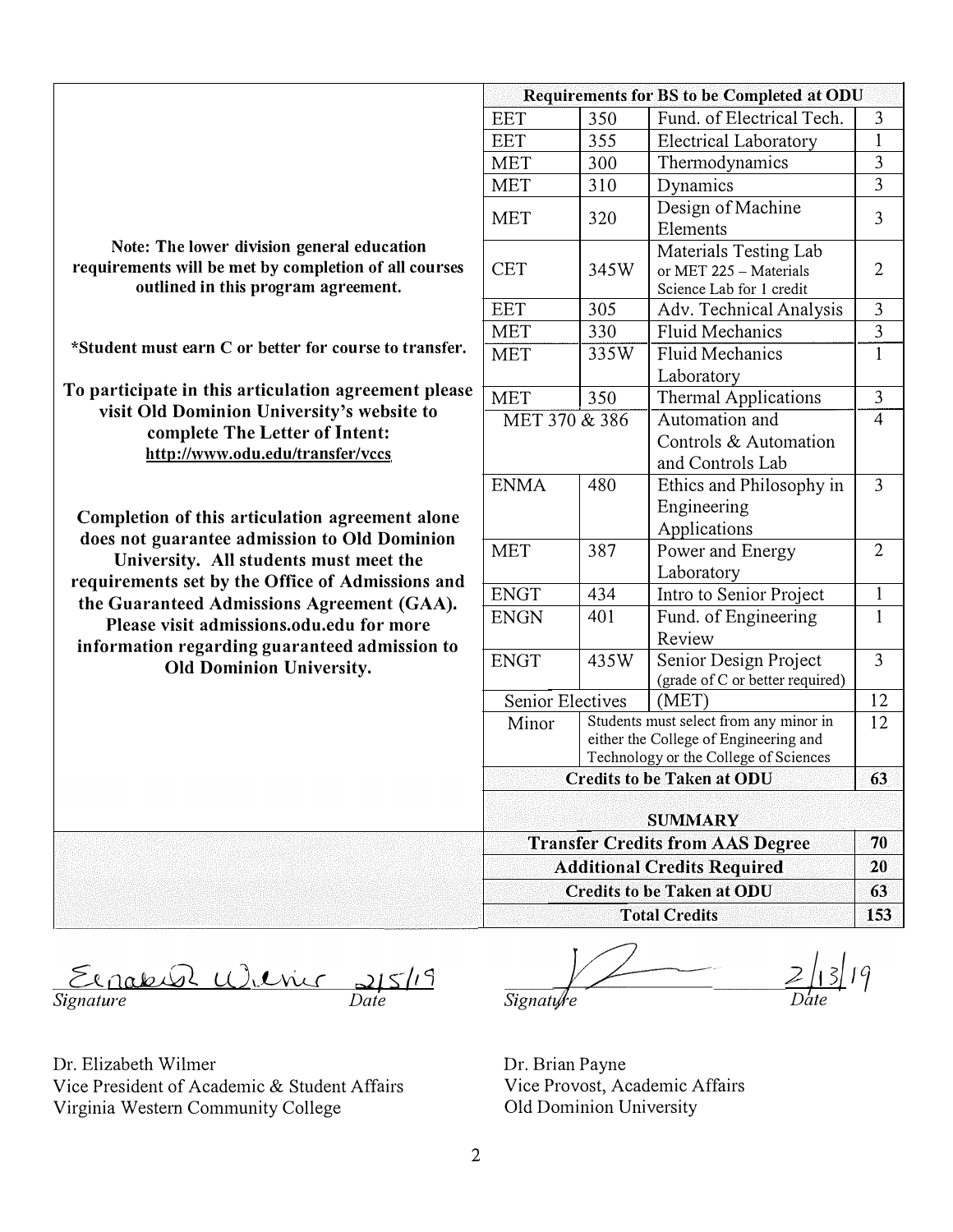**Note: The lower division general education requirements will be met by completion of all courses outlined in this program agreement.**

***Student must earn C or better for course to transfer.**

**To participate in this articulation agreement please visit Old Dominion University's website to complete The Letter of Intent: http://www.odu.edu/transfer/vccs**

**Completion of this articulation agreement alone does not guarantee admission to Old Dominion University. All students must meet the requirements set by the Office of Admissions and the Guaranteed Admissions Agreement (GAA). Please visit admissions.odu.edu for more information regarding guaranteed admission to Old Dominion University.**

| **Requirements for BS to be Completed at ODU** | | | |
|---|---|---|---|
| EET | 350 | Fund. of Electrical Tech. | 3 |
| EET | 355 | Electrical Laboratory | 1 |
| MET | 300 | Thermodynamics | 3 |
| MET | 310 | Dynamics | 3 |
| MET | 320 | Design of Machine Elements | 3 |
| CET | 345W | Materials Testing Lab or MET 225 – Materials Science Lab for 1 credit | 2 |
| EET | 305 | Adv. Technical Analysis | 3 |
| MET | 330 | Fluid Mechanics | 3 |
| MET | 335W | Fluid Mechanics Laboratory | 1 |
| MET | 350 | Thermal Applications | 3 |
| MET 370 & 386 | | Automation and Controls & Automation and Controls Lab | 4 |
| ENMA | 480 | Ethics and Philosophy in Engineering Applications | 3 |
| MET | 387 | Power and Energy Laboratory | 2 |
| ENGT | 434 | Intro to Senior Project | 1 |
| ENGN | 401 | Fund. of Engineering Review | 1 |
| ENGT | 435W | Senior Design Project (grade of C or better required) | 3 |
| Senior Electives | | (MET) | 12 |
| Minor | | Students must select from any minor in either the College of Engineering and Technology or the College of Sciences | 12 |
| **Credits to be Taken at ODU** | | | **63** |

| **SUMMARY** | |
|---|---|
| **Transfer Credits from AAS Degree** | **70** |
| **Additional Credits Required** | **20** |
| **Credits to be Taken at ODU** | **63** |
| **Total Credits** | **153** |

Elizabeth Wilmer 2/5/19
*Signature* *Date*

Dr. Elizabeth Wilmer
Vice President of Academic & Student Affairs
Virginia Western Community College

2/13/19
*Signature* *Date*

Dr. Brian Payne
Vice Provost, Academic Affairs
Old Dominion University